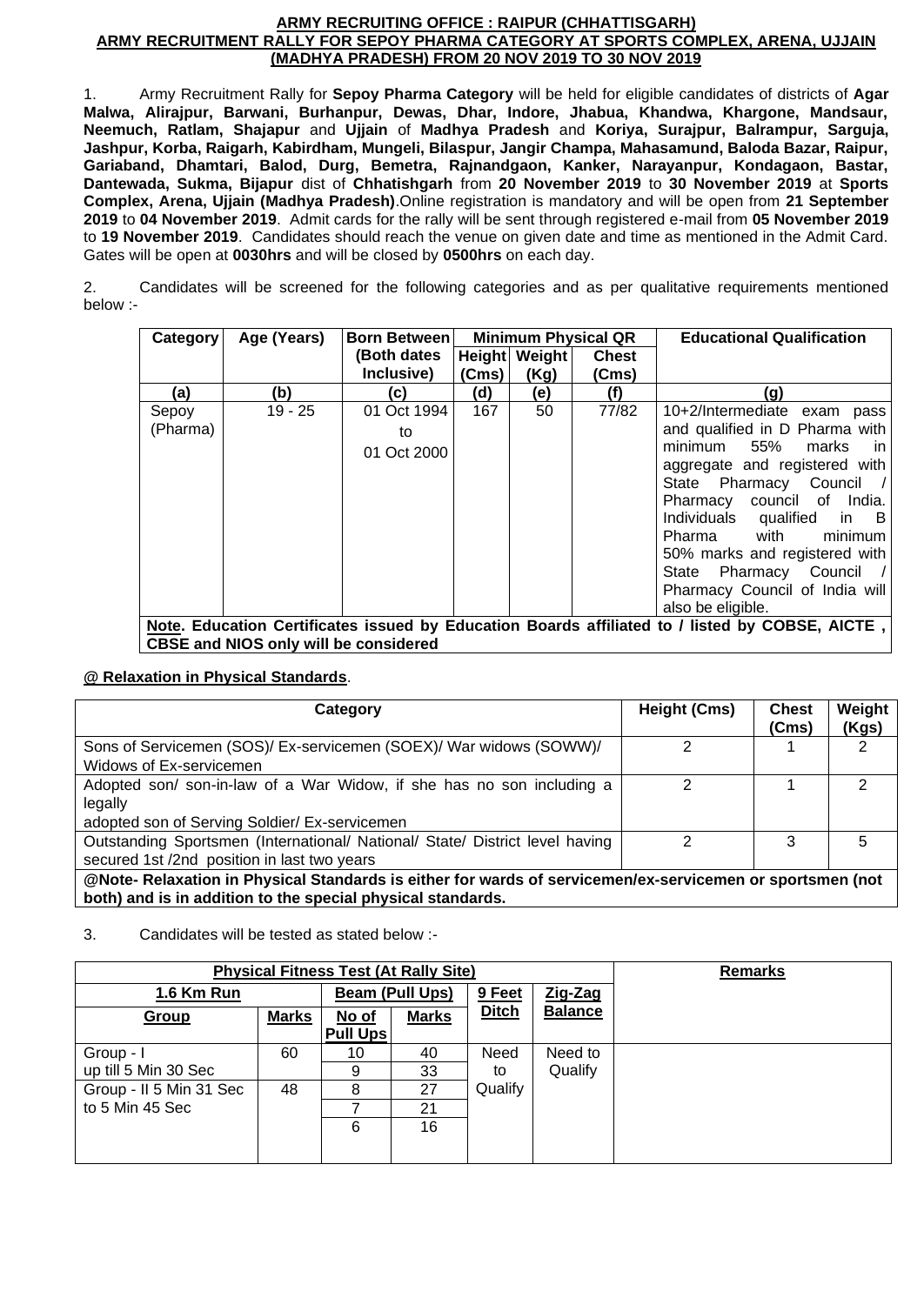**ARMY RECRUITING OFFICE : RAIPUR (CHHATTISGARH)**
**ARMY RECRUITMENT RALLY FOR SEPOY PHARMA CATEGORY AT SPORTS COMPLEX, ARENA, UJJAIN (MADHYA PRADESH) FROM 20 NOV 2019 TO 30 NOV 2019**

1. Army Recruitment Rally for **Sepoy Pharma Category** will be held for eligible candidates of districts of **Agar Malwa, Alirajpur, Barwani, Burhanpur, Dewas, Dhar, Indore, Jhabua, Khandwa, Khargone, Mandsaur, Neemuch, Ratlam, Shajapur** and **Ujjain** of **Madhya Pradesh** and **Koriya, Surajpur, Balrampur, Sarguja, Jashpur, Korba, Raigarh, Kabirdham, Mungeli, Bilaspur, Jangir Champa, Mahasamund, Baloda Bazar, Raipur, Gariaband, Dhamtari, Balod, Durg, Bemetra, Rajnandgaon, Kanker, Narayanpur, Kondagaon, Bastar, Dantewada, Sukma, Bijapur** dist of **Chhatishgarh** from **20 November 2019** to **30 November 2019** at **Sports Complex, Arena, Ujjain (Madhya Pradesh)**.Online registration is mandatory and will be open from **21 September 2019** to **04 November 2019**. Admit cards for the rally will be sent through registered e-mail from **05 November 2019** to **19 November 2019**. Candidates should reach the venue on given date and time as mentioned in the Admit Card. Gates will be open at **0030hrs** and will be closed by **0500hrs** on each day.

2. Candidates will be screened for the following categories and as per qualitative requirements mentioned below :-

| Category | Age (Years) | Born Between (Both dates Inclusive) | Minimum Physical QR | | | Educational Qualification |
|---|---|---|---|---|---|---|
| | | | Height (Cms) | Weight (Kg) | Chest (Cms) | |
| (a) | (b) | (c) | (d) | (e) | (f) | (g) |
| Sepoy (Pharma) | 19 - 25 | 01 Oct 1994 to 01 Oct 2000 | 167 | 50 | 77/82 | 10+2/Intermediate exam pass and qualified in D Pharma with minimum 55% marks in aggregate and registered with State Pharmacy Council / Pharmacy council of India. Individuals qualified in B Pharma with minimum 50% marks and registered with State Pharmacy Council / Pharmacy Council of India will also be eligible. |
| **Note. Education Certificates issued by Education Boards affiliated to / listed by COBSE, AICTE , CBSE and NIOS only will be considered** | | | | | | |

**@ Relaxation in Physical Standards**.

| Category | Height (Cms) | Chest (Cms) | Weight (Kgs) |
|---|---|---|---|
| Sons of Servicemen (SOS)/ Ex-servicemen (SOEX)/ War widows (SOWW)/ Widows of Ex-servicemen | 2 | 1 | 2 |
| Adopted son/ son-in-law of a War Widow, if she has no son including a legally adopted son of Serving Soldier/ Ex-servicemen | 2 | 1 | 2 |
| Outstanding Sportsmen (International/ National/ State/ District level having secured 1st /2nd position in last two years | 2 | 3 | 5 |
| **@Note- Relaxation in Physical Standards is either for wards of servicemen/ex-servicemen or sportsmen (not both) and is in addition to the special standards.** | | | |

3. Candidates will be tested as stated below :-

| Physical Fitness Test (At Rally Site) | | | | | | Remarks |
|---|---|---|---|---|---|---|
| 1.6 Km Run | | Beam (Pull Ups) | | 9 Feet Ditch | Zig-Zag Balance | |
| Group | Marks | No of Pull Ups | Marks | | | |
| Group - I up till 5 Min 30 Sec | 60 | 10 | 40 | Need to Qualify | Need to Qualify | |
| | | 9 | 33 | | | |
| Group - II 5 Min 31 Sec to 5 Min 45 Sec | 48 | 8 | 27 | | | |
| | | 7 | 21 | | | |
| | | 6 | 16 | | | |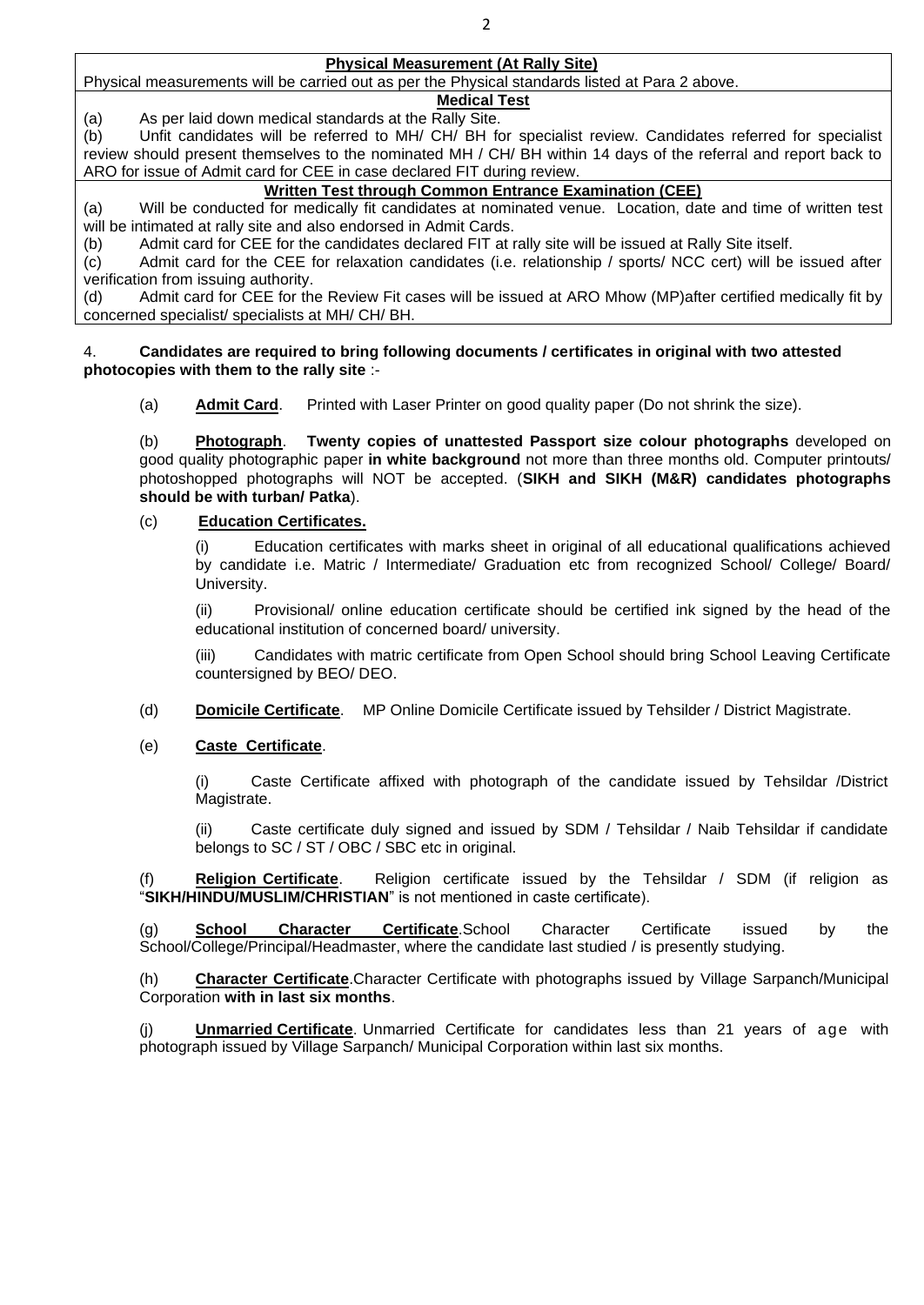| **Physical Measurement (At Rally Site)** |
|---|
| Physical measurements will be carried out as per the Physical standards listed at Para 2 above. |
| **Medical Test** |
| (a) As per laid down medical standards at the Rally Site.<br>(b) Unfit candidates will be referred to MH/ CH/ BH for specialist review. Candidates referred for specialist review should present themselves to the nominated MH / CH/ BH within 14 days of the referral and report back to ARO for issue of Admit card for CEE in case declared FIT during review. |
| **Written Test through Common Entrance Examination (CEE)** |
| (a) Will be conducted for medically fit candidates at nominated venue. Location, date and time of written test will be intimated at rally site and also endorsed in Admit Cards.<br>(b) Admit card for CEE for the candidates declared FIT at rally site will be issued at Rally Site itself.<br>(c) Admit card for the CEE for relaxation candidates (i.e. relationship / sports/ NCC cert) will be issued after verification from issuing authority.<br>(d) Admit card for CEE for the Review Fit cases will be issued at ARO Mhow (MP)after certified medically fit by concerned specialist/ specialists at MH/ CH/ BH. |

4. **Candidates are required to bring following documents / certificates in original with two attested photocopies with them to the rally site** :-

(a) **Admit Card**. Printed with Laser Printer on good quality paper (Do not shrink the size).

(b) **Photograph**. **Twenty copies of unattested Passport size colour photographs** developed on good quality photographic paper **in white background** not more than three months old. Computer printouts/ photoshopped photographs will NOT be accepted. (**SIKH and SIKH (M&R) candidates photographs should be with turban/ Patka**).

(c) **Education Certificates.**

(i) Education certificates with marks sheet in original of all educational qualifications achieved by candidate i.e. Matric / Intermediate/ Graduation etc from recognized School/ College/ Board/ University.

(ii) Provisional/ online education certificate should be certified ink signed by the head of the educational institution of concerned board/ university.

(iii) Candidates with matric certificate from Open School should bring School Leaving Certificate countersigned by BEO/ DEO.

(d) **Domicile Certificate**. MP Online Domicile Certificate issued by Tehsilder / District Magistrate.

(e) **Caste Certificate**.

(i) Caste Certificate affixed with photograph of the candidate issued by Tehsildar /District Magistrate.

(ii) Caste certificate duly signed and issued by SDM / Tehsildar / Naib Tehsildar if candidate belongs to SC / ST / OBC / SBC etc in original.

(f) **Religion Certificate**. Religion certificate issued by the Tehsildar / SDM (if religion as "**SIKH/HINDU/MUSLIM/CHRISTIAN**" is not mentioned in caste certificate).

(g) **School Character Certificate**.School Character Certificate issued by the School/College/Principal/Headmaster, where the candidate last studied / is presently studying.

(h) **Character Certificate**.Character Certificate with photographs issued by Village Sarpanch/Municipal Corporation **with in last six months**.

(j) **Unmarried Certificate**. Unmarried Certificate for candidates less than 21 years of age with photograph issued by Village Sarpanch/ Municipal Corporation within last six months.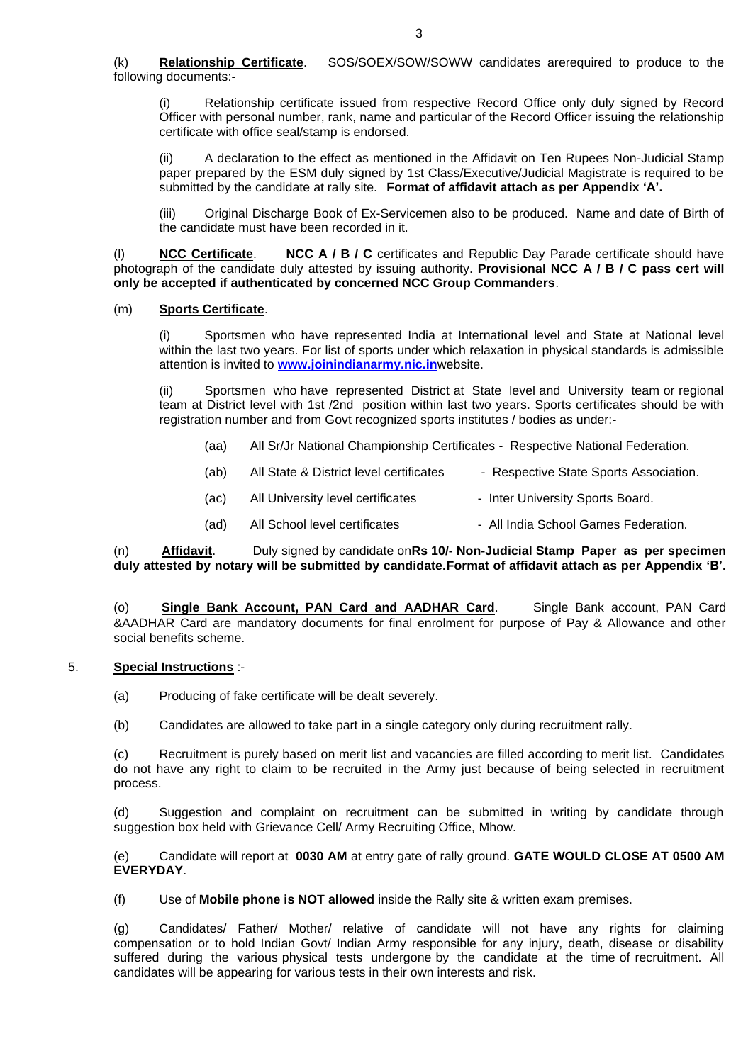(k) **Relationship Certificate**. SOS/SOEX/SOW/SOWW candidates arerequired to produce to the following documents:-

(i) Relationship certificate issued from respective Record Office only duly signed by Record Officer with personal number, rank, name and particular of the Record Officer issuing the relationship certificate with office seal/stamp is endorsed.

(ii) A declaration to the effect as mentioned in the Affidavit on Ten Rupees Non-Judicial Stamp paper prepared by the ESM duly signed by 1st Class/Executive/Judicial Magistrate is required to be submitted by the candidate at rally site. **Format of affidavit attach as per Appendix 'A'.**

(iii) Original Discharge Book of Ex-Servicemen also to be produced. Name and date of Birth of the candidate must have been recorded in it.

(l) **NCC Certificate**. **NCC A / B / C** certificates and Republic Day Parade certificate should have photograph of the candidate duly attested by issuing authority. **Provisional NCC A / B / C pass cert will only be accepted if authenticated by concerned NCC Group Commanders**.

(m) **Sports Certificate**.

(i) Sportsmen who have represented India at International level and State at National level within the last two years. For list of sports under which relaxation in physical standards is admissible attention is invited to **www.joinindianarmy.nic.in**website.

(ii) Sportsmen who have represented District at State level and University team or regional team at District level with 1st /2nd position within last two years. Sports certificates should be with registration number and from Govt recognized sports institutes / bodies as under:-

(aa) All Sr/Jr National Championship Certificates - Respective National Federation.

(ab) All State & District level certificates - Respective State Sports Association.

(ac) All University level certificates - Inter University Sports Board.

(ad) All School level certificates - All India School Games Federation.

(n) **Affidavit**. Duly signed by candidate on**Rs 10/- Non-Judicial Stamp Paper as per specimen duly attested by notary will be submitted by candidate.Format of affidavit attach as per Appendix 'B'.**

(o) **Single Bank Account, PAN Card and AADHAR Card**. Single Bank account, PAN Card &AADHAR Card are mandatory documents for final enrolment for purpose of Pay & Allowance and other social benefits scheme.

5. **Special Instructions** :-

(a) Producing of fake certificate will be dealt severely.

(b) Candidates are allowed to take part in a single category only during recruitment rally.

(c) Recruitment is purely based on merit list and vacancies are filled according to merit list. Candidates do not have any right to claim to be recruited in the Army just because of being selected in recruitment process.

(d) Suggestion and complaint on recruitment can be submitted in writing by candidate through suggestion box held with Grievance Cell/ Army Recruiting Office, Mhow.

(e) Candidate will report at **0030 AM** at entry gate of rally ground. **GATE WOULD CLOSE AT 0500 AM EVERYDAY**.

(f) Use of **Mobile phone is NOT allowed** inside the Rally site & written exam premises.

(g) Candidates/ Father/ Mother/ relative of candidate will not have any rights for claiming compensation or to hold Indian Govt/ Indian Army responsible for any injury, death, disease or disability suffered during the various physical tests undergone by the candidate at the time of recruitment. All candidates will be appearing for various tests in their own interests and risk.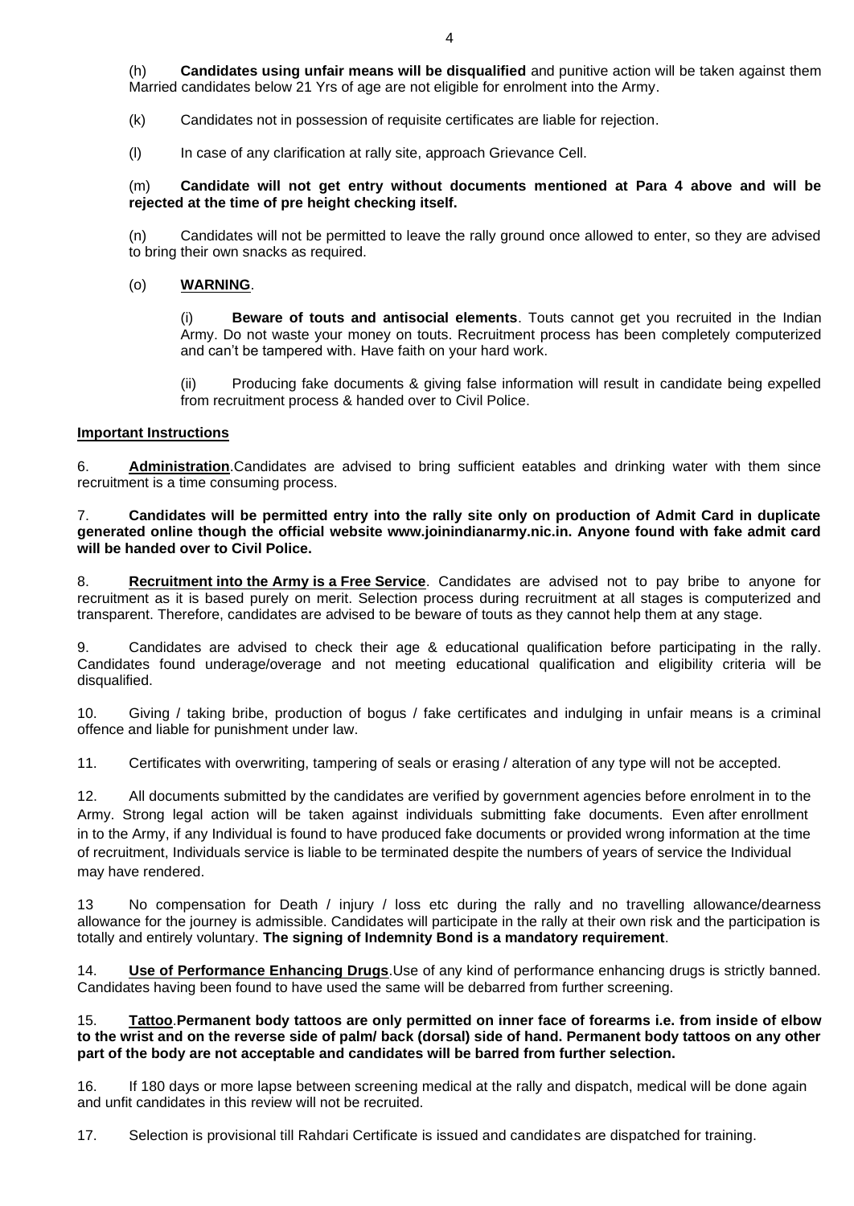(h) **Candidates using unfair means will be disqualified** and punitive action will be taken against them Married candidates below 21 Yrs of age are not eligible for enrolment into the Army.

(k) Candidates not in possession of requisite certificates are liable for rejection.

(l) In case of any clarification at rally site, approach Grievance Cell.

(m) **Candidate will not get entry without documents mentioned at Para 4 above and will be rejected at the time of pre height checking itself.**

(n) Candidates will not be permitted to leave the rally ground once allowed to enter, so they are advised to bring their own snacks as required.

(o) **WARNING**.

(i) **Beware of touts and antisocial elements**. Touts cannot get you recruited in the Indian Army. Do not waste your money on touts. Recruitment process has been completely computerized and can't be tampered with. Have faith on your hard work.

(ii) Producing fake documents & giving false information will result in candidate being expelled from recruitment process & handed over to Civil Police.

**Important Instructions**

6. **Administration**.Candidates are advised to bring sufficient eatables and drinking water with them since recruitment is a time consuming process.

7. **Candidates will be permitted entry into the rally site only on production of Admit Card in duplicate generated online though the official website www.joinindianarmy.nic.in. Anyone found with fake admit card will be handed over to Civil Police.**

8. **Recruitment into the Army is a Free Service**. Candidates are advised not to pay bribe to anyone for recruitment as it is based purely on merit. Selection process during recruitment at all stages is computerized and transparent. Therefore, candidates are advised to be beware of touts as they cannot help them at any stage.

9. Candidates are advised to check their age & educational qualification before participating in the rally. Candidates found underage/overage and not meeting educational qualification and eligibility criteria will be disqualified.

10. Giving / taking bribe, production of bogus / fake certificates and indulging in unfair means is a criminal offence and liable for punishment under law.

11. Certificates with overwriting, tampering of seals or erasing / alteration of any type will not be accepted.

12. All documents submitted by the candidates are verified by government agencies before enrolment in to the Army. Strong legal action will be taken against individuals submitting fake documents. Even after enrollment in to the Army, if any Individual is found to have produced fake documents or provided wrong information at the time of recruitment, Individuals service is liable to be terminated despite the numbers of years of service the Individual may have rendered.

13 No compensation for Death / injury / loss etc during the rally and no travelling allowance/dearness allowance for the journey is admissible. Candidates will participate in the rally at their own risk and the participation is totally and entirely voluntary. **The signing of Indemnity Bond is a mandatory requirement**.

14. **Use of Performance Enhancing Drugs**.Use of any kind of performance enhancing drugs is strictly banned. Candidates having been found to have used the same will be debarred from further screening.

15. **Tattoo**.**Permanent body tattoos are only permitted on inner face of forearms i.e. from inside of elbow to the wrist and on the reverse side of palm/ back (dorsal) side of hand. Permanent body tattoos on any other part of the body are not acceptable and candidates will be barred from further selection.**

16. If 180 days or more lapse between screening medical at the rally and dispatch, medical will be done again and unfit candidates in this review will not be recruited.

17. Selection is provisional till Rahdari Certificate is issued and candidates are dispatched for training.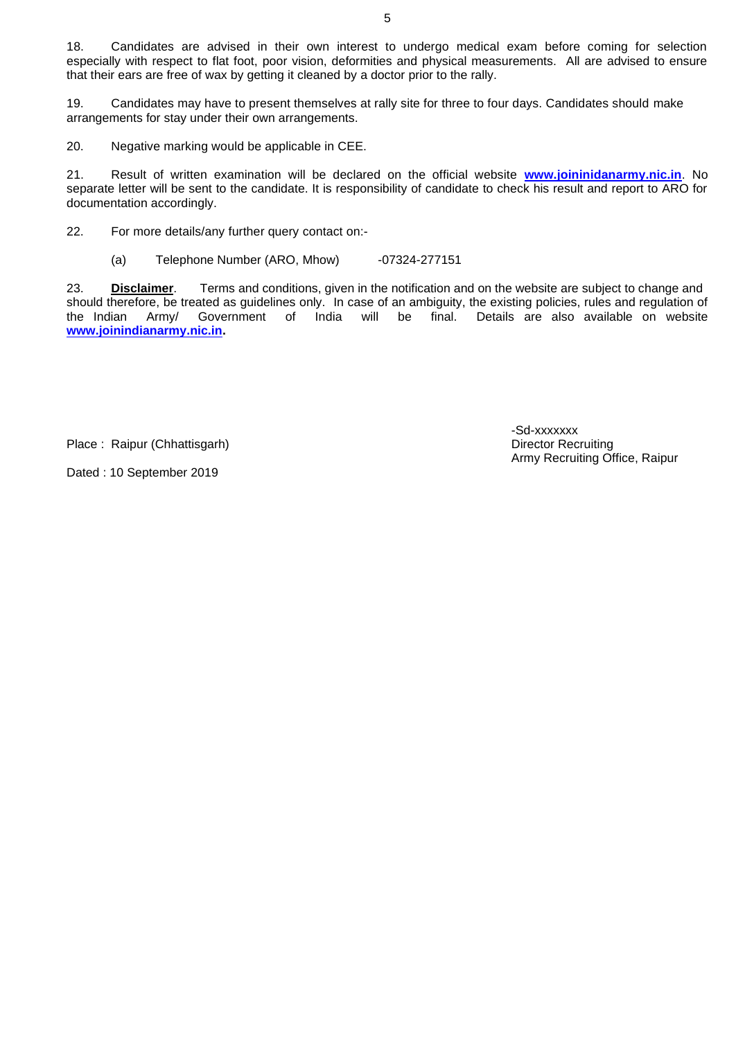18. Candidates are advised in their own interest to undergo medical exam before coming for selection especially with respect to flat foot, poor vision, deformities and physical measurements. All are advised to ensure that their ears are free of wax by getting it cleaned by a doctor prior to the rally.

19. Candidates may have to present themselves at rally site for three to four days. Candidates should make arrangements for stay under their own arrangements.

20. Negative marking would be applicable in CEE.

21. Result of written examination will be declared on the official website **www.joininidanarmy.nic.in**. No separate letter will be sent to the candidate. It is responsibility of candidate to check his result and report to ARO for documentation accordingly.

22. For more details/any further query contact on:-

(a) Telephone Number (ARO, Mhow) -07324-277151

23. **Disclaimer**. Terms and conditions, given in the notification and on the website are subject to change and should therefore, be treated as guidelines only. In case of an ambiguity, the existing policies, rules and regulation of the Indian Army/ Government of India will be final. Details are also available on website **www.joinindianarmy.nic.in.**

Place : Raipur (Chhattisgarh)

Dated : 10 September 2019

-Sd-xxxxxxx
Director Recruiting
Army Recruiting Office, Raipur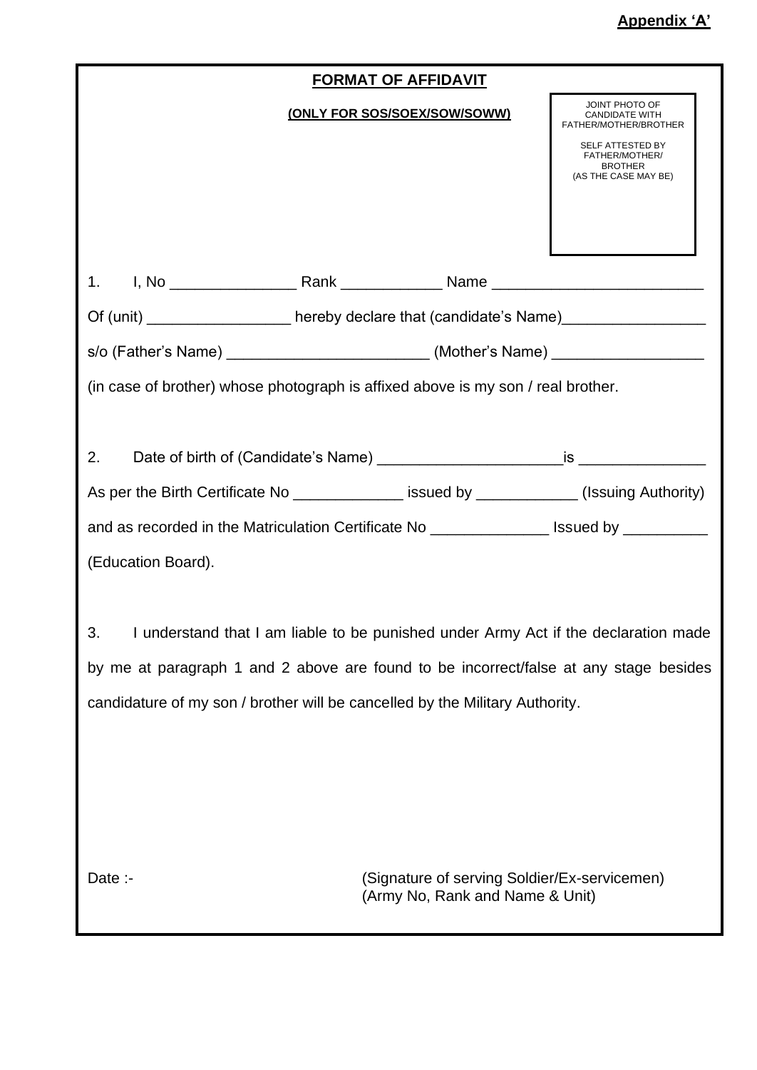**Appendix 'A'**

## FORMAT OF AFFIDAVIT

**(ONLY FOR SOS/SOEX/SOW/SOWW)**

JOINT PHOTO OF CANDIDATE WITH FATHER/MOTHER/BROTHER

SELF ATTESTED BY FATHER/MOTHER/ BROTHER (AS THE CASE MAY BE)

1. I, No _______________ Rank ____________ Name _________________________ Of (unit) _________________ hereby declare that (candidate's Name)_________________ s/o (Father's Name) ________________________ (Mother's Name) __________________ (in case of brother) whose photograph is affixed above is my son / real brother.

2. Date of birth of (Candidate's Name) ______________________is _______________ As per the Birth Certificate No _____________ issued by ____________ (Issuing Authority) and as recorded in the Matriculation Certificate No ______________ Issued by __________ (Education Board).

3. I understand that I am liable to be punished under Army Act if the declaration made by me at paragraph 1 and 2 above are found to be incorrect/false at any stage besides candidature of my son / brother will be cancelled by the Military Authority.

Date :-

(Signature of serving Soldier/Ex-servicemen)
(Army No, Rank and Name & Unit)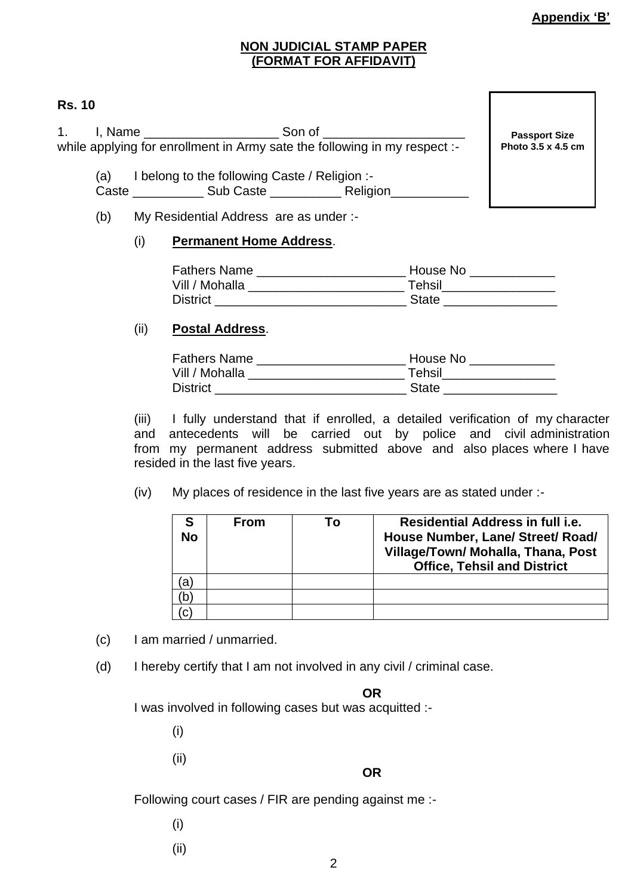**Appendix 'B'**

**NON JUDICIAL STAMP PAPER**
**(FORMAT FOR AFFIDAVIT)**

**Rs. 10**

**Passport Size Photo 3.5 x 4.5 cm**

1. I, Name ___________________ Son of ____________________ while applying for enrollment in Army sate the following in my respect :-

(a) I belong to the following Caste / Religion :-
Caste __________ Sub Caste __________ Religion___________

(b) My Residential Address are as under :-

(i) **Permanent Home Address**.

Fathers Name _____________________ House No ____________
Vill / Mohalla ______________________ Tehsil________________
District ___________________________ State ________________

(ii) **Postal Address**.

Fathers Name _____________________ House No ____________
Vill / Mohalla ______________________ Tehsil________________
District ___________________________ State ________________

(iii) I fully understand that if enrolled, a detailed verification of my character and antecedents will be carried out by police and civil administration from my permanent address submitted above and also places where I have resided in the last five years.

(iv) My places of residence in the last five years are as stated under :-

| S No | From | To | Residential Address in full i.e. House Number, Lane/ Street/ Road/ Village/Town/ Mohalla, Thana, Post Office, Tehsil and District |
|---|---|---|---|
| (a) | | | |
| (b) | | | |
| (c) | | | |

(c) I am married / unmarried.

(d) I hereby certify that I am not involved in any civil / criminal case.

**OR**

I was involved in following cases but was acquitted :-

(i)

(ii)

**OR**

Following court cases / FIR are pending against me :-

(i)

(ii)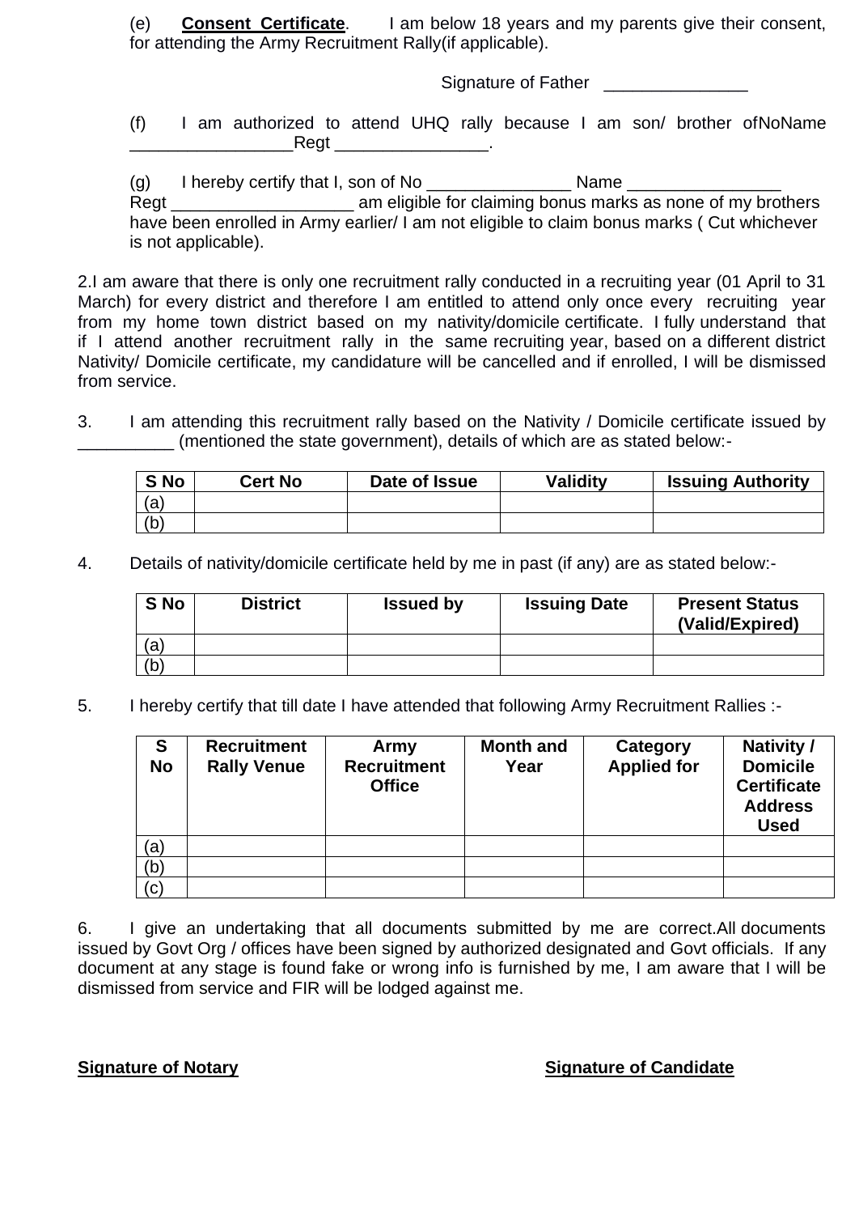(e) **Consent Certificate**. I am below 18 years and my parents give their consent, for attending the Army Recruitment Rally(if applicable).

Signature of Father _______________

(f) I am authorized to attend UHQ rally because I am son/ brother ofNoName _________________Regt ________________.

(g) I hereby certify that I, son of No _______________ Name ________________ Regt ___________________ am eligible for claiming bonus marks as none of my brothers have been enrolled in Army earlier/ I am not eligible to claim bonus marks ( Cut whichever is not applicable).

2.I am aware that there is only one recruitment rally conducted in a recruiting year (01 April to 31 March) for every district and therefore I am entitled to attend only once every recruiting year from my home town district based on my nativity/domicile certificate. I fully understand that if I attend another recruitment rally in the same recruiting year, based on a different district Nativity/ Domicile certificate, my candidature will be cancelled and if enrolled, I will be dismissed from service.

3. I am attending this recruitment rally based on the Nativity / Domicile certificate issued by __________ (mentioned the state government), details of which are as stated below:-

| S No | Cert No | Date of Issue | Validity | Issuing Authority |
|---|---|---|---|---|
| (a) | | | | |
| (b) | | | | |

4. Details of nativity/domicile certificate held by me in past (if any) are as stated below:-

| S No | District | Issued by | Issuing Date | Present Status (Valid/Expired) |
|---|---|---|---|---|
| (a) | | | | |
| (b) | | | | |

5. I hereby certify that till date I have attended that following Army Recruitment Rallies :-

| S No | Recruitment Rally Venue | Army Recruitment Office | Month and Year | Category Applied for | Nativity / Domicile Certificate Address Used |
|---|---|---|---|---|---|
| (a) | | | | | |
| (b) | | | | | |
| (c) | | | | | |

6. I give an undertaking that all documents submitted by me are correct.All documents issued by Govt Org / offices have been signed by authorized designated and Govt officials. If any document at any stage is found fake or wrong info is furnished by me, I am aware that I will be dismissed from service and FIR will be lodged against me.

**Signature of Notary** **Signature of Candidate**